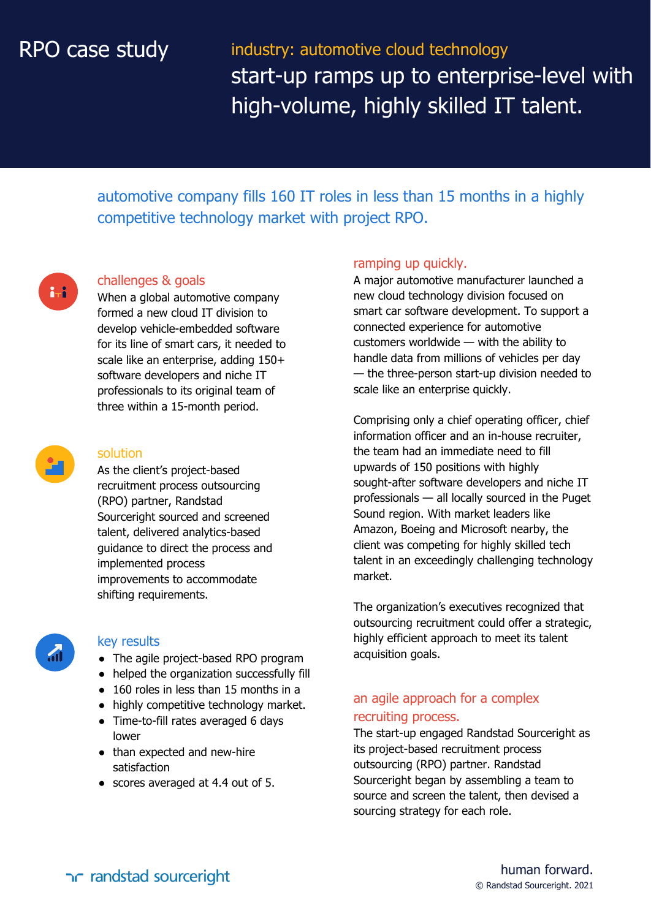RPO case study

industry: automotive cloud technology

# start-up ramps up to enterprise-level with high-volume, highly skilled IT talent.

## automotive company fills 160 IT roles in less than 15 months in a highly competitive technology market with project RPO.

### challenges & goals

When a global automotive company formed a new cloud IT division to develop vehicle-embedded software for its line of smart cars, it needed to scale like an enterprise, adding 150+ software developers and niche IT professionals to its original team of three within a 15-month period.

### solution

As the client's project-based recruitment process outsourcing (RPO) partner, Randstad Sourceright sourced and screened talent, delivered analytics-based guidance to direct the process and implemented process improvements to accommodate shifting requirements.

### key results

- The agile project-based RPO program
- helped the organization successfully fill
- 160 roles in less than 15 months in a
- highly competitive technology market.
- Time-to-fill rates averaged 6 days lower
- than expected and new-hire satisfaction
- scores averaged at 4.4 out of 5.

### ramping up quickly.

A major automotive manufacturer launched a new cloud technology division focused on smart car software development. To support a connected experience for automotive customers worldwide — with the ability to handle data from millions of vehicles per day — the three-person start-up division needed to scale like an enterprise quickly.

Comprising only a chief operating officer, chief information officer and an in-house recruiter, the team had an immediate need to fill upwards of 150 positions with highly sought-after software developers and niche IT professionals — all locally sourced in the Puget Sound region. With market leaders like Amazon, Boeing and Microsoft nearby, the client was competing for highly skilled tech talent in an exceedingly challenging technology market.

The organization's executives recognized that outsourcing recruitment could offer a strategic, highly efficient approach to meet its talent acquisition goals.

### an agile approach for a complex recruiting process.

The start-up engaged Randstad Sourceright as its project-based recruitment process outsourcing (RPO) partner. Randstad Sourceright began by assembling a team to source and screen the talent, then devised a sourcing strategy for each role.

randstad sourceright

human forward.

© Randstad Sourceright. 2021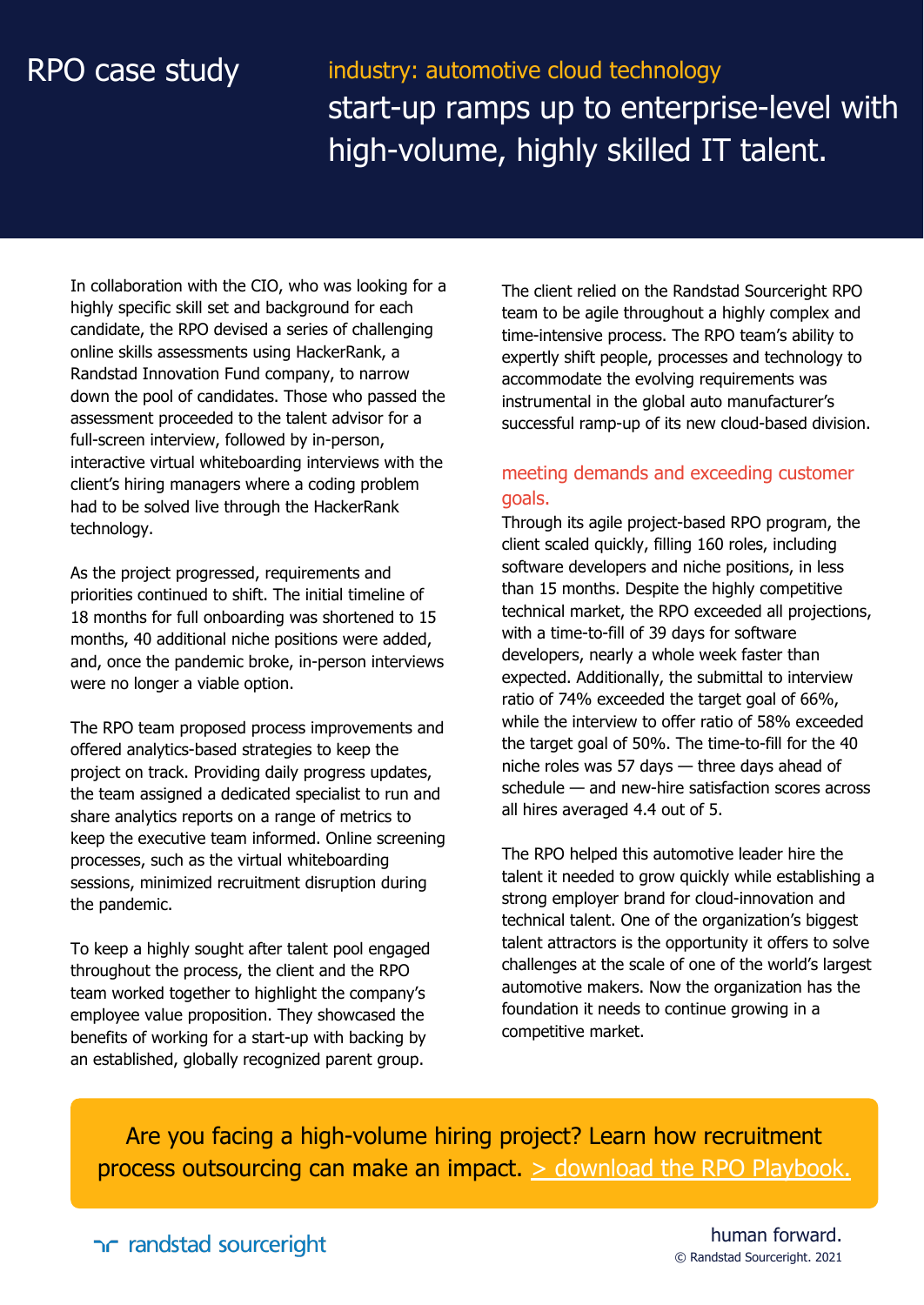RPO case study

industry: automotive cloud technology

# start-up ramps up to enterprise-level with high-volume, highly skilled IT talent.

In collaboration with the CIO, who was looking for a highly specific skill set and background for each candidate, the RPO devised a series of challenging online skills assessments using HackerRank, a Randstad Innovation Fund company, to narrow down the pool of candidates. Those who passed the assessment proceeded to the talent advisor for a full-screen interview, followed by in-person, interactive virtual whiteboarding interviews with the client's hiring managers where a coding problem had to be solved live through the HackerRank technology.

As the project progressed, requirements and priorities continued to shift. The initial timeline of 18 months for full onboarding was shortened to 15 months, 40 additional niche positions were added, and, once the pandemic broke, in-person interviews were no longer a viable option.

The RPO team proposed process improvements and offered analytics-based strategies to keep the project on track. Providing daily progress updates, the team assigned a dedicated specialist to run and share analytics reports on a range of metrics to keep the executive team informed. Online screening processes, such as the virtual whiteboarding sessions, minimized recruitment disruption during the pandemic.

To keep a highly sought after talent pool engaged throughout the process, the client and the RPO team worked together to highlight the company's employee value proposition. They showcased the benefits of working for a start-up with backing by an established, globally recognized parent group.

The client relied on the Randstad Sourceright RPO team to be agile throughout a highly complex and time-intensive process. The RPO team's ability to expertly shift people, processes and technology to accommodate the evolving requirements was instrumental in the global auto manufacturer's successful ramp-up of its new cloud-based division.

## meeting demands and exceeding customer goals.

Through its agile project-based RPO program, the client scaled quickly, filling 160 roles, including software developers and niche positions, in less than 15 months. Despite the highly competitive technical market, the RPO exceeded all projections, with a time-to-fill of 39 days for software developers, nearly a whole week faster than expected. Additionally, the submittal to interview ratio of 74% exceeded the target goal of 66%, while the interview to offer ratio of 58% exceeded the target goal of 50%. The time-to-fill for the 40 niche roles was 57 days — three days ahead of schedule — and new-hire satisfaction scores across all hires averaged 4.4 out of 5.

The RPO helped this automotive leader hire the talent it needed to grow quickly while establishing a strong employer brand for cloud-innovation and technical talent. One of the organization's biggest talent attractors is the opportunity it offers to solve challenges at the scale of one of the world's largest automotive makers. Now the organization has the foundation it needs to continue growing in a competitive market.

Are you facing a high-volume hiring project? Learn how recruitment process outsourcing can make an impact. > download the RPO Playbook.

randstad sourceright

human forward.

© Randstad Sourceright. 2021